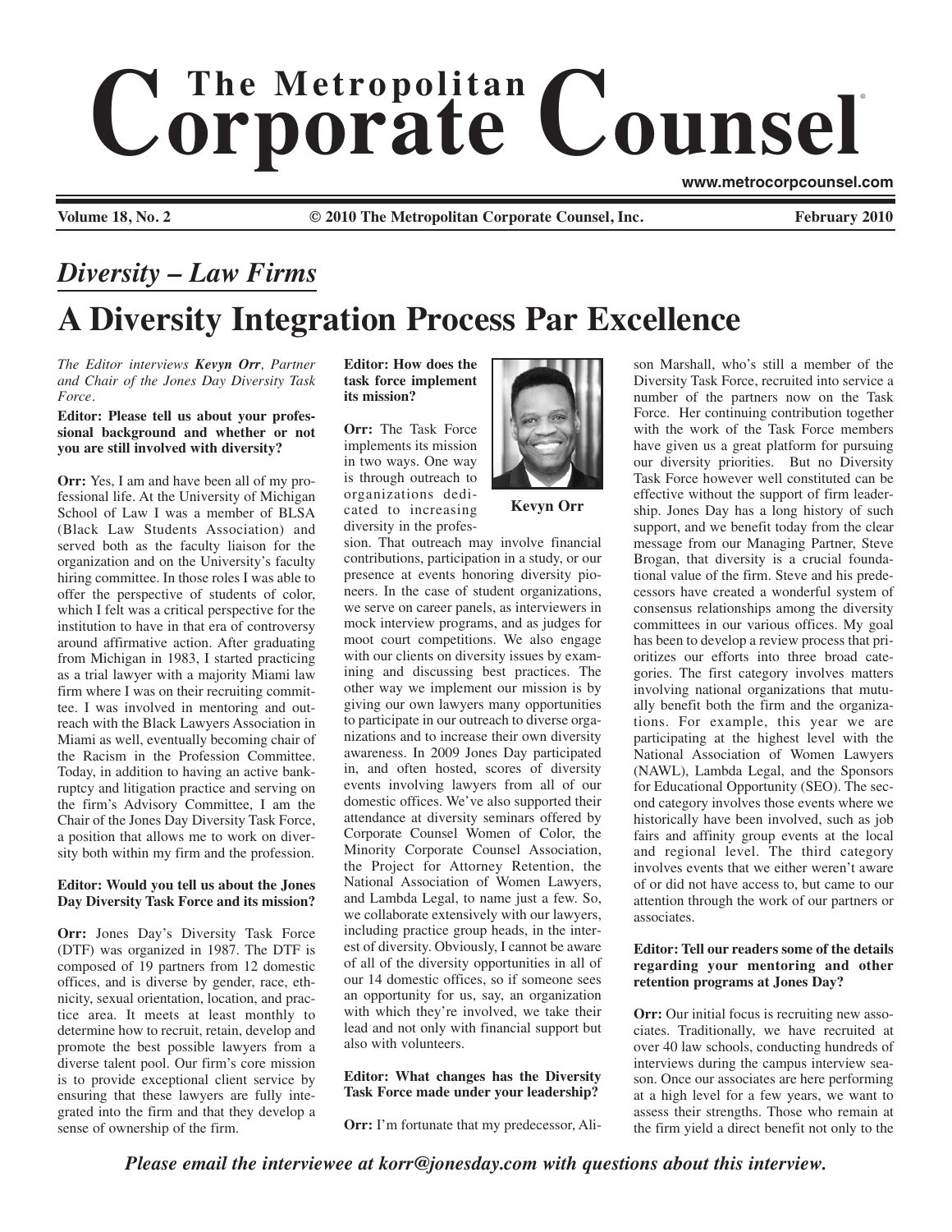# The Metropolitan Corporate Counsel

www.metrocorpcounsel.com

**Volume 18, No. 2** **© 2010 The Metropolitan Corporate Counsel, Inc.** **February 2010**

## *Diversity – Law Firms*

# A Diversity Integration Process Par Excellence

*The Editor interviews **Kevyn Orr**, Partner and Chair of the Jones Day Diversity Task Force.*

**Editor: Please tell us about your professional background and whether or not you are still involved with diversity?**

**Orr:** Yes, I am and have been all of my professional life. At the University of Michigan School of Law I was a member of BLSA (Black Law Students Association) and served both as the faculty liaison for the organization and on the University's faculty hiring committee. In those roles I was able to offer the perspective of students of color, which I felt was a critical perspective for the institution to have in that era of controversy around affirmative action. After graduating from Michigan in 1983, I started practicing as a trial lawyer with a majority Miami law firm where I was on their recruiting committee. I was involved in mentoring and outreach with the Black Lawyers Association in Miami as well, eventually becoming chair of the Racism in the Profession Committee. Today, in addition to having an active bankruptcy and litigation practice and serving on the firm's Advisory Committee, I am the Chair of the Jones Day Diversity Task Force, a position that allows me to work on diversity both within my firm and the profession.

**Editor: Would you tell us about the Jones Day Diversity Task Force and its mission?**

**Orr:** Jones Day's Diversity Task Force (DTF) was organized in 1987. The DTF is composed of 19 partners from 12 domestic offices, and is diverse by gender, race, ethnicity, sexual orientation, location, and practice area. It meets at least monthly to determine how to recruit, retain, develop and promote the best possible lawyers from a diverse talent pool. Our firm's core mission is to provide exceptional client service by ensuring that these lawyers are fully integrated into the firm and that they develop a sense of ownership of the firm.

**Editor: How does the task force implement its mission?**

**Kevyn Orr**

**Orr:** The Task Force implements its mission in two ways. One way is through outreach to organizations dedicated to increasing diversity in the profession. That outreach may involve financial contributions, participation in a study, or our presence at events honoring diversity pioneers. In the case of student organizations, we serve on career panels, as interviewers in mock interview programs, and as judges for moot court competitions. We also engage with our clients on diversity issues by examining and discussing best practices. The other way we implement our mission is by giving our own lawyers many opportunities to participate in our outreach to diverse organizations and to increase their own diversity awareness. In 2009 Jones Day participated in, and often hosted, scores of diversity events involving lawyers from all of our domestic offices. We've also supported their attendance at diversity seminars offered by Corporate Counsel Women of Color, the Minority Corporate Counsel Association, the Project for Attorney Retention, the National Association of Women Lawyers, and Lambda Legal, to name just a few. So, we collaborate extensively with our lawyers, including practice group heads, in the interest of diversity. Obviously, I cannot be aware of all of the diversity opportunities in all of our 14 domestic offices, so if someone sees an opportunity for us, say, an organization with which they're involved, we take their lead and not only with financial support but also with volunteers.

**Editor: What changes has the Diversity Task Force made under your leadership?**

**Orr:** I'm fortunate that my predecessor, Alison Marshall, who's still a member of the Diversity Task Force, recruited into service a number of the partners now on the Task Force. Her continuing contribution together with the work of the Task Force members have given us a great platform for pursuing our diversity priorities. But no Diversity Task Force however well constituted can be effective without the support of firm leadership. Jones Day has a long history of such support, and we benefit today from the clear message from our Managing Partner, Steve Brogan, that diversity is a crucial foundational value of the firm. Steve and his predecessors have created a wonderful system of consensus relationships among the diversity committees in our various offices. My goal has been to develop a review process that prioritizes our efforts into three broad categories. The first category involves matters involving national organizations that mutually benefit both the firm and the organizations. For example, this year we are participating at the highest level with the National Association of Women Lawyers (NAWL), Lambda Legal, and the Sponsors for Educational Opportunity (SEO). The second category involves those events where we historically have been involved, such as job fairs and affinity group events at the local and regional level. The third category involves events that we either weren't aware of or did not have access to, but came to our attention through the work of our partners or associates.

**Editor: Tell our readers some of the details regarding your mentoring and other retention programs at Jones Day?**

**Orr:** Our initial focus is recruiting new associates. Traditionally, we have recruited at over 40 law schools, conducting hundreds of interviews during the campus interview season. Once our associates are here performing at a high level for a few years, we want to assess their strengths. Those who remain at the firm yield a direct benefit not only to the

***Please email the interviewee at korr@jonesday.com with questions about this interview.***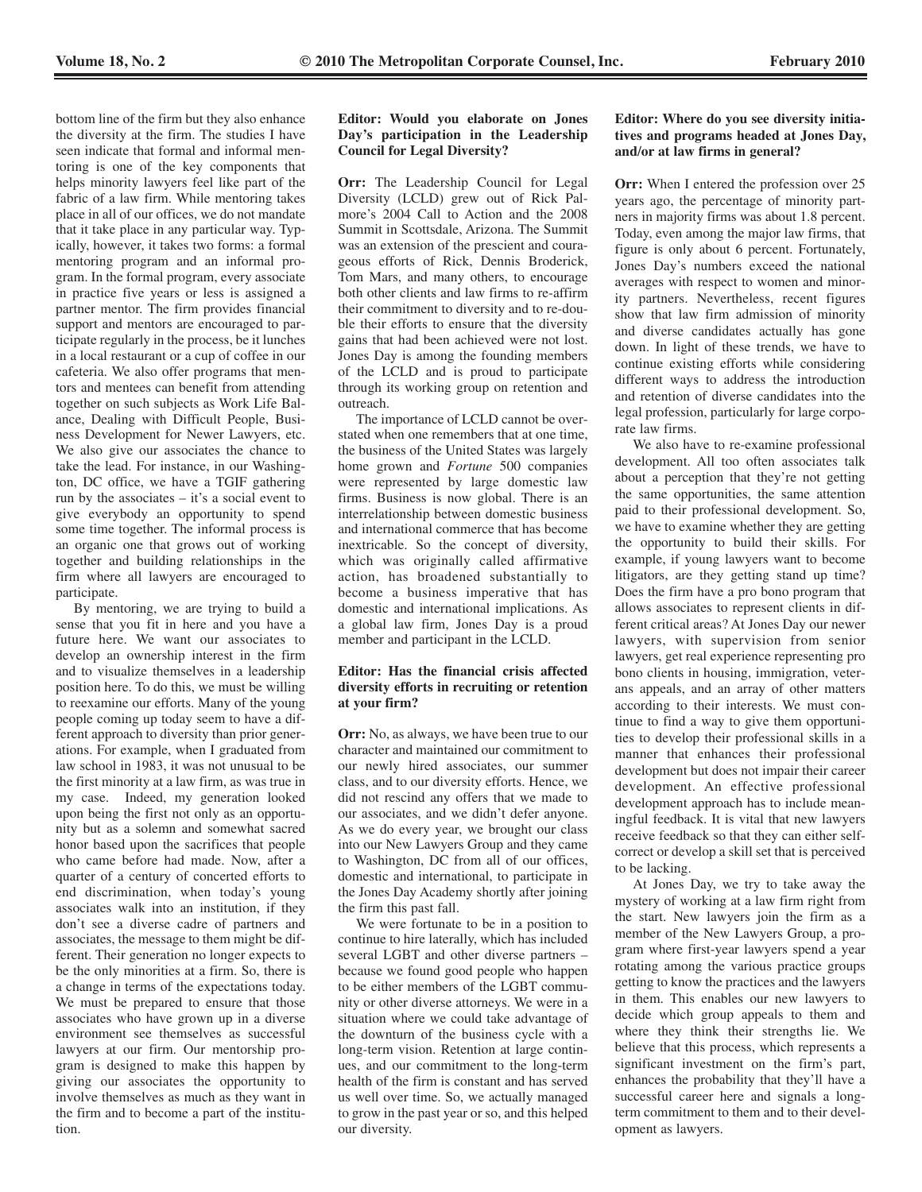bottom line of the firm but they also enhance the diversity at the firm. The studies I have seen indicate that formal and informal mentoring is one of the key components that helps minority lawyers feel like part of the fabric of a law firm. While mentoring takes place in all of our offices, we do not mandate that it take place in any particular way. Typically, however, it takes two forms: a formal mentoring program and an informal program. In the formal program, every associate in practice five years or less is assigned a partner mentor. The firm provides financial support and mentors are encouraged to participate regularly in the process, be it lunches in a local restaurant or a cup of coffee in our cafeteria. We also offer programs that mentors and mentees can benefit from attending together on such subjects as Work Life Balance, Dealing with Difficult People, Business Development for Newer Lawyers, etc. We also give our associates the chance to take the lead. For instance, in our Washington, DC office, we have a TGIF gathering run by the associates – it's a social event to give everybody an opportunity to spend some time together. The informal process is an organic one that grows out of working together and building relationships in the firm where all lawyers are encouraged to participate.

By mentoring, we are trying to build a sense that you fit in here and you have a future here. We want our associates to develop an ownership interest in the firm and to visualize themselves in a leadership position here. To do this, we must be willing to reexamine our efforts. Many of the young people coming up today seem to have a different approach to diversity than prior generations. For example, when I graduated from law school in 1983, it was not unusual to be the first minority at a law firm, as was true in my case. Indeed, my generation looked upon being the first not only as an opportunity but as a solemn and somewhat sacred honor based upon the sacrifices that people who came before had made. Now, after a quarter of a century of concerted efforts to end discrimination, when today's young associates walk into an institution, if they don't see a diverse cadre of partners and associates, the message to them might be different. Their generation no longer expects to be the only minorities at a firm. So, there is a change in terms of the expectations today. We must be prepared to ensure that those associates who have grown up in a diverse environment see themselves as successful lawyers at our firm. Our mentorship program is designed to make this happen by giving our associates the opportunity to involve themselves as much as they want in the firm and to become a part of the institution.

**Editor: Would you elaborate on Jones Day's participation in the Leadership Council for Legal Diversity?**

**Orr:** The Leadership Council for Legal Diversity (LCLD) grew out of Rick Palmore's 2004 Call to Action and the 2008 Summit in Scottsdale, Arizona. The Summit was an extension of the prescient and courageous efforts of Rick, Dennis Broderick, Tom Mars, and many others, to encourage both other clients and law firms to re-affirm their commitment to diversity and to re-double their efforts to ensure that the diversity gains that had been achieved were not lost. Jones Day is among the founding members of the LCLD and is proud to participate through its working group on retention and outreach.

The importance of LCLD cannot be overstated when one remembers that at one time, the business of the United States was largely home grown and *Fortune* 500 companies were represented by large domestic law firms. Business is now global. There is an interrelationship between domestic business and international commerce that has become inextricable. So the concept of diversity, which was originally called affirmative action, has broadened substantially to become a business imperative that has domestic and international implications. As a global law firm, Jones Day is a proud member and participant in the LCLD.

**Editor: Has the financial crisis affected diversity efforts in recruiting or retention at your firm?**

**Orr:** No, as always, we have been true to our character and maintained our commitment to our newly hired associates, our summer class, and to our diversity efforts. Hence, we did not rescind any offers that we made to our associates, and we didn't defer anyone. As we do every year, we brought our class into our New Lawyers Group and they came to Washington, DC from all of our offices, domestic and international, to participate in the Jones Day Academy shortly after joining the firm this past fall.

We were fortunate to be in a position to continue to hire laterally, which has included several LGBT and other diverse partners – because we found good people who happen to be either members of the LGBT community or other diverse attorneys. We were in a situation where we could take advantage of the downturn of the business cycle with a long-term vision. Retention at large continues, and our commitment to the long-term health of the firm is constant and has served us well over time. So, we actually managed to grow in the past year or so, and this helped our diversity.

**Editor: Where do you see diversity initiatives and programs headed at Jones Day, and/or at law firms in general?**

**Orr:** When I entered the profession over 25 years ago, the percentage of minority partners in majority firms was about 1.8 percent. Today, even among the major law firms, that figure is only about 6 percent. Fortunately, Jones Day's numbers exceed the national averages with respect to women and minority partners. Nevertheless, recent figures show that law firm admission of minority and diverse candidates actually has gone down. In light of these trends, we have to continue existing efforts while considering different ways to address the introduction and retention of diverse candidates into the legal profession, particularly for large corporate law firms.

We also have to re-examine professional development. All too often associates talk about a perception that they're not getting the same opportunities, the same attention paid to their professional development. So, we have to examine whether they are getting the opportunity to build their skills. For example, if young lawyers want to become litigators, are they getting stand up time? Does the firm have a pro bono program that allows associates to represent clients in different critical areas? At Jones Day our newer lawyers, with supervision from senior lawyers, get real experience representing pro bono clients in housing, immigration, veterans appeals, and an array of other matters according to their interests. We must continue to find a way to give them opportunities to develop their professional skills in a manner that enhances their professional development but does not impair their career development. An effective professional development approach has to include meaningful feedback. It is vital that new lawyers receive feedback so that they can either self-correct or develop a skill set that is perceived to be lacking.

At Jones Day, we try to take away the mystery of working at a law firm right from the start. New lawyers join the firm as a member of the New Lawyers Group, a program where first-year lawyers spend a year rotating among the various practice groups getting to know the practices and the lawyers in them. This enables our new lawyers to decide which group appeals to them and where they think their strengths lie. We believe that this process, which represents a significant investment on the firm's part, enhances the probability that they'll have a successful career here and signals a long-term commitment to them and to their development as lawyers.